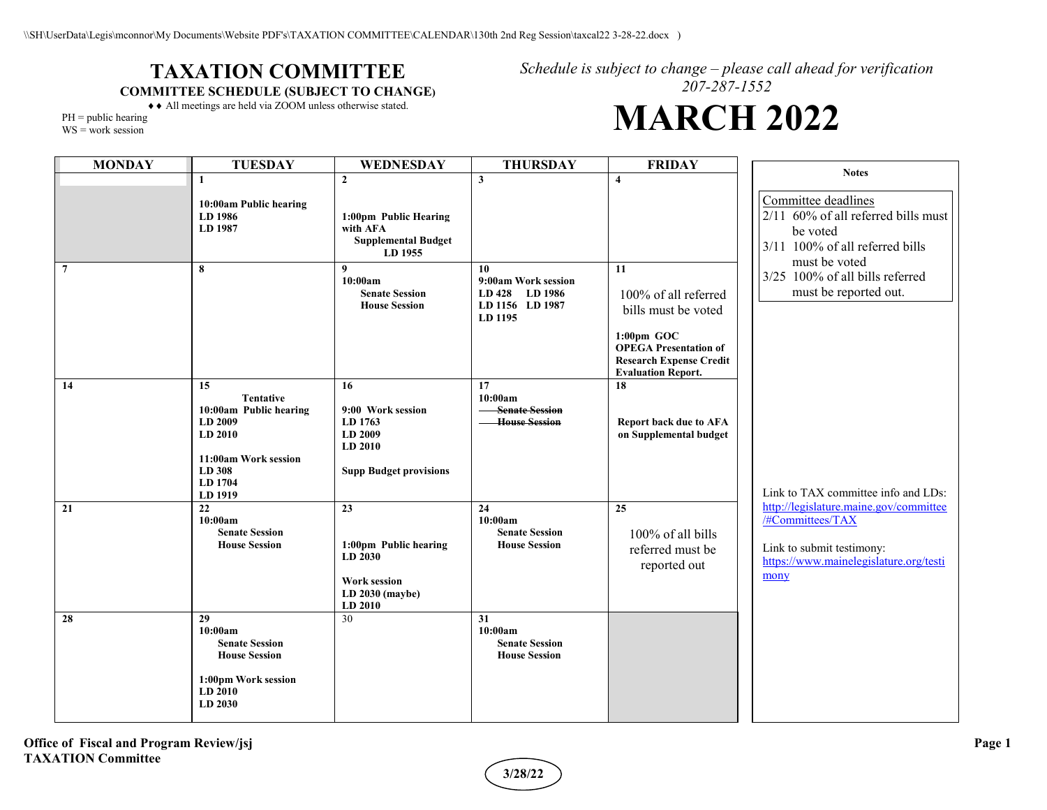# TAXATION COMMITTEE

**COMMITTEE SCHEDULE (SUBJECT TO CHANGE)**

♦♦ All meetings are held via ZOOM unless otherwise stated.

PH = public hearing
WS = work session

*Schedule is subject to change – please call ahead for verification*
*207-287-1552*

# MARCH 2022

| MONDAY | TUESDAY | WEDNESDAY | THURSDAY | FRIDAY |
|---|---|---|---|---|
| | **1**<br>**10:00am Public hearing**<br>**LD 1986**<br>**LD 1987** | **2**<br>**1:00pm Public Hearing with AFA**<br>**Supplemental Budget**<br>**LD 1955** | **3** | **4** |
| **7** | **8** | **9**<br>**10:00am**<br>**Senate Session**<br>**House Session** | **10**<br>**9:00am Work session**<br>**LD 428 LD 1986**<br>**LD 1156 LD 1987**<br>**LD 1195** | **11**<br>100% of all referred bills must be voted<br>**1:00pm GOC**<br>**OPEGA Presentation of Research Expense Credit Evaluation Report.** |
| **14** | **15**<br>**Tentative**<br>**10:00am Public hearing**<br>**LD 2009**<br>**LD 2010**<br>**11:00am Work session**<br>**LD 308**<br>**LD 1704**<br>**LD 1919** | **16**<br>**9:00 Work session**<br>**LD 1763**<br>**LD 2009**<br>**LD 2010**<br>**Supp Budget provisions** | **17**<br>**10:00am**<br>~~**Senate Session**~~<br>~~**House Session**~~ | **18**<br>**Report back due to AFA on Supplemental budget** |
| **21** | **22**<br>**10:00am**<br>**Senate Session**<br>**House Session** | **23**<br>**1:00pm Public hearing**<br>**LD 2030**<br>**Work session**<br>**LD 2030 (maybe)**<br>**LD 2010** | **24**<br>**10:00am**<br>**Senate Session**<br>**House Session** | **25**<br>100% of all bills referred must be reported out |
| **28** | **29**<br>**10:00am**<br>**Senate Session**<br>**House Session**<br>**1:00pm Work session**<br>**LD 2010**<br>**LD 2030** | 30 | **31**<br>**10:00am**<br>**Senate Session**<br>**House Session** | |

**Notes**

Committee deadlines
- 2/11 60% of all referred bills must be voted
- 3/11 100% of all referred bills must be voted
- 3/25 100% of all bills referred must be reported out.

Link to TAX committee info and LDs: http://legislature.maine.gov/committee/#Committees/TAX

Link to submit testimony: https://www.mainelegislature.org/testimony

**Office of Fiscal and Program Review/jsj**
**TAXATION Committee**

**3/28/22**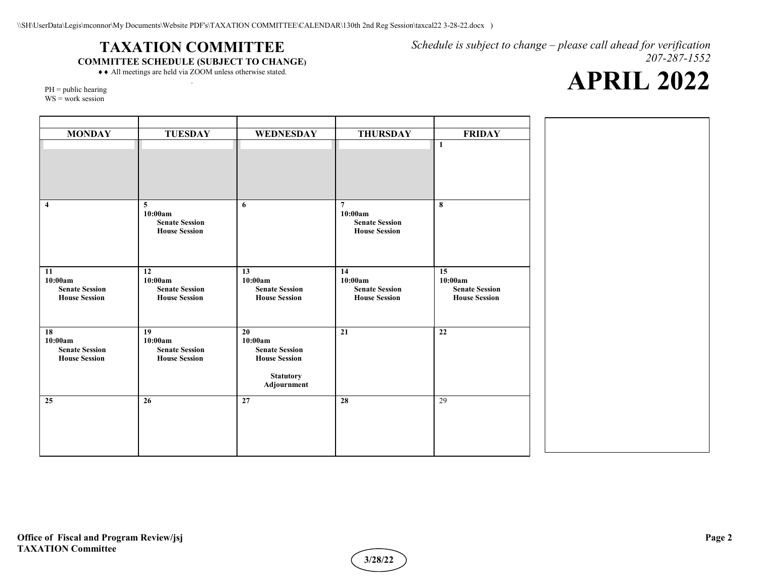\\SH\UserData\Legis\mconnor\My Documents\Website PDF's\TAXATION COMMITTEE\CALENDAR\130th 2nd Reg Session\taxcal22 3-28-22.docx )

# TAXATION COMMITTEE

**COMMITTEE SCHEDULE (SUBJECT TO CHANGE)**

♦♦ All meetings are held via ZOOM unless otherwise stated.

PH = public hearing
WS = work session

*Schedule is subject to change – please call ahead for verification*
*207-287-1552*

# APRIL 2022

| MONDAY | TUESDAY | WEDNESDAY | THURSDAY | FRIDAY |
|---|---|---|---|---|
| | | | | **1** |
| **4** | **5**<br>**10:00am**<br>**Senate Session**<br>**House Session** | **6** | **7**<br>**10:00am**<br>**Senate Session**<br>**House Session** | **8** |
| **11**<br>**10:00am**<br>**Senate Session**<br>**House Session** | **12**<br>**10:00am**<br>**Senate Session**<br>**House Session** | **13**<br>**10:00am**<br>**Senate Session**<br>**House Session** | **14**<br>**10:00am**<br>**Senate Session**<br>**House Session** | **15**<br>**10:00am**<br>**Senate Session**<br>**House Session** |
| **18**<br>**10:00am**<br>**Senate Session**<br>**House Session** | **19**<br>**10:00am**<br>**Senate Session**<br>**House Session** | **20**<br>**10:00am**<br>**Senate Session**<br>**House Session**<br><br>**Statutory Adjournment** | **21** | **22** |
| **25** | **26** | **27** | **28** | 29 |

**Office of Fiscal and Program Review/jsj**
**TAXATION Committee**

**3/28/22**